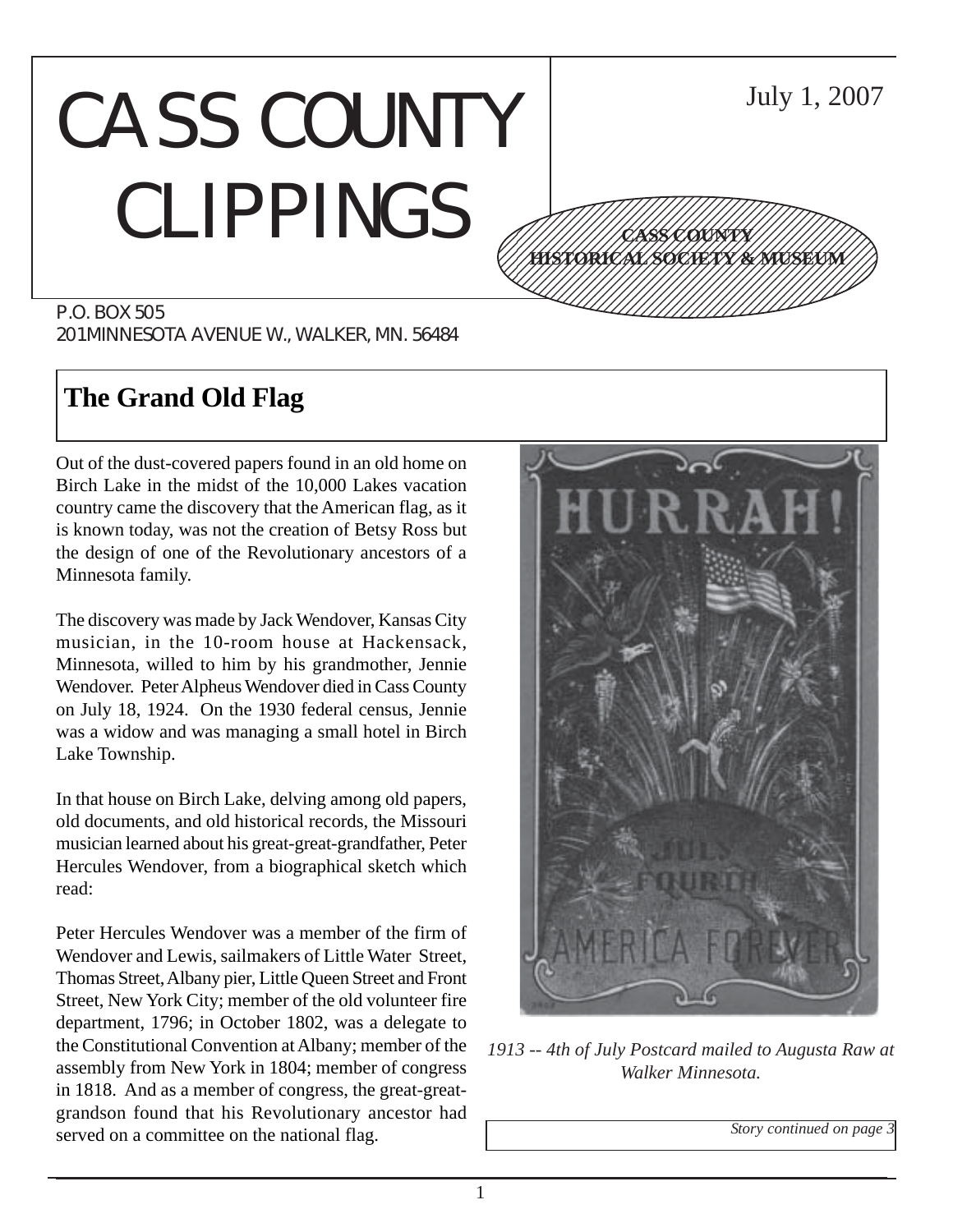# CASS COUNTY CLIPPINGS

July 1, 2007

**CASS COUNTY HISTORICAL SOCIETY & MUSEUM**

P.O. BOX 505
201 MINNESOTA AVENUE W., WALKER, MN. 56484

## The Grand Old Flag

Out of the dust-covered papers found in an old home on Birch Lake in the midst of the 10,000 Lakes vacation country came the discovery that the American flag, as it is known today, was not the creation of Betsy Ross but the design of one of the Revolutionary ancestors of a Minnesota family.

The discovery was made by Jack Wendover, Kansas City musician, in the 10-room house at Hackensack, Minnesota, willed to him by his grandmother, Jennie Wendover. Peter Alpheus Wendover died in Cass County on July 18, 1924. On the 1930 federal census, Jennie was a widow and was managing a small hotel in Birch Lake Township.

In that house on Birch Lake, delving among old papers, old documents, and old historical records, the Missouri musician learned about his great-great-grandfather, Peter Hercules Wendover, from a biographical sketch which read:

Peter Hercules Wendover was a member of the firm of Wendover and Lewis, sailmakers of Little Water Street, Thomas Street, Albany pier, Little Queen Street and Front Street, New York City; member of the old volunteer fire department, 1796; in October 1802, was a delegate to the Constitutional Convention at Albany; member of the assembly from New York in 1804; member of congress in 1818. And as a member of congress, the great-great-grandson found that his Revolutionary ancestor had served on a committee on the national flag.

*1913 -- 4th of July Postcard mailed to Augusta Raw at Walker Minnesota.*

*Story continued on page 3*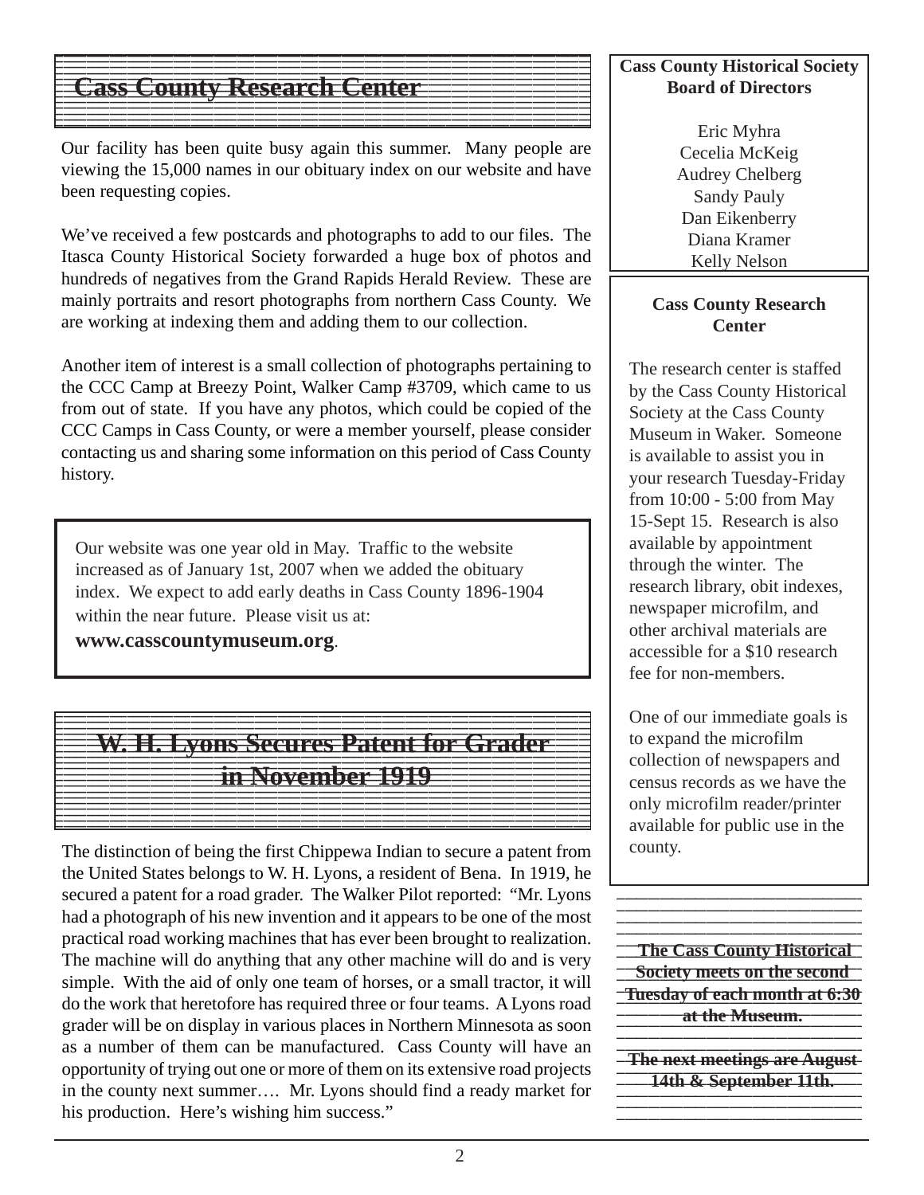## Cass County Research Center

Our facility has been quite busy again this summer. Many people are viewing the 15,000 names in our obituary index on our website and have been requesting copies.

We've received a few postcards and photographs to add to our files. The Itasca County Historical Society forwarded a huge box of photos and hundreds of negatives from the Grand Rapids Herald Review. These are mainly portraits and resort photographs from northern Cass County. We are working at indexing them and adding them to our collection.

Another item of interest is a small collection of photographs pertaining to the CCC Camp at Breezy Point, Walker Camp #3709, which came to us from out of state. If you have any photos, which could be copied of the CCC Camps in Cass County, or were a member yourself, please consider contacting us and sharing some information on this period of Cass County history.

Our website was one year old in May. Traffic to the website increased as of January 1st, 2007 when we added the obituary index. We expect to add early deaths in Cass County 1896-1904 within the near future. Please visit us at: **www.casscountymuseum.org**.

## W. H. Lyons Secures Patent for Grader in November 1919

The distinction of being the first Chippewa Indian to secure a patent from the United States belongs to W. H. Lyons, a resident of Bena. In 1919, he secured a patent for a road grader. The Walker Pilot reported: "Mr. Lyons had a photograph of his new invention and it appears to be one of the most practical road working machines that has ever been brought to realization. The machine will do anything that any other machine will do and is very simple. With the aid of only one team of horses, or a small tractor, it will do the work that heretofore has required three or four teams. A Lyons road grader will be on display in various places in Northern Minnesota as soon as a number of them can be manufactured. Cass County will have an opportunity of trying out one or more of them on its extensive road projects in the county next summer…. Mr. Lyons should find a ready market for his production. Here's wishing him success."

**Cass County Historical Society Board of Directors**

Eric Myhra
Cecelia McKeig
Audrey Chelberg
Sandy Pauly
Dan Eikenberry
Diana Kramer
Kelly Nelson

**Cass County Research Center**

The research center is staffed by the Cass County Historical Society at the Cass County Museum in Waker. Someone is available to assist you in your research Tuesday-Friday from 10:00 - 5:00 from May 15-Sept 15. Research is also available by appointment through the winter. The research library, obit indexes, newspaper microfilm, and other archival materials are accessible for a $10 research fee for non-members.

One of our immediate goals is to expand the microfilm collection of newspapers and census records as we have the only microfilm reader/printer available for public use in the county.

**The Cass County Historical Society meets on the second Tuesday of each month at 6:30 at the Museum.**

**The next meetings are August 14th & September 11th.**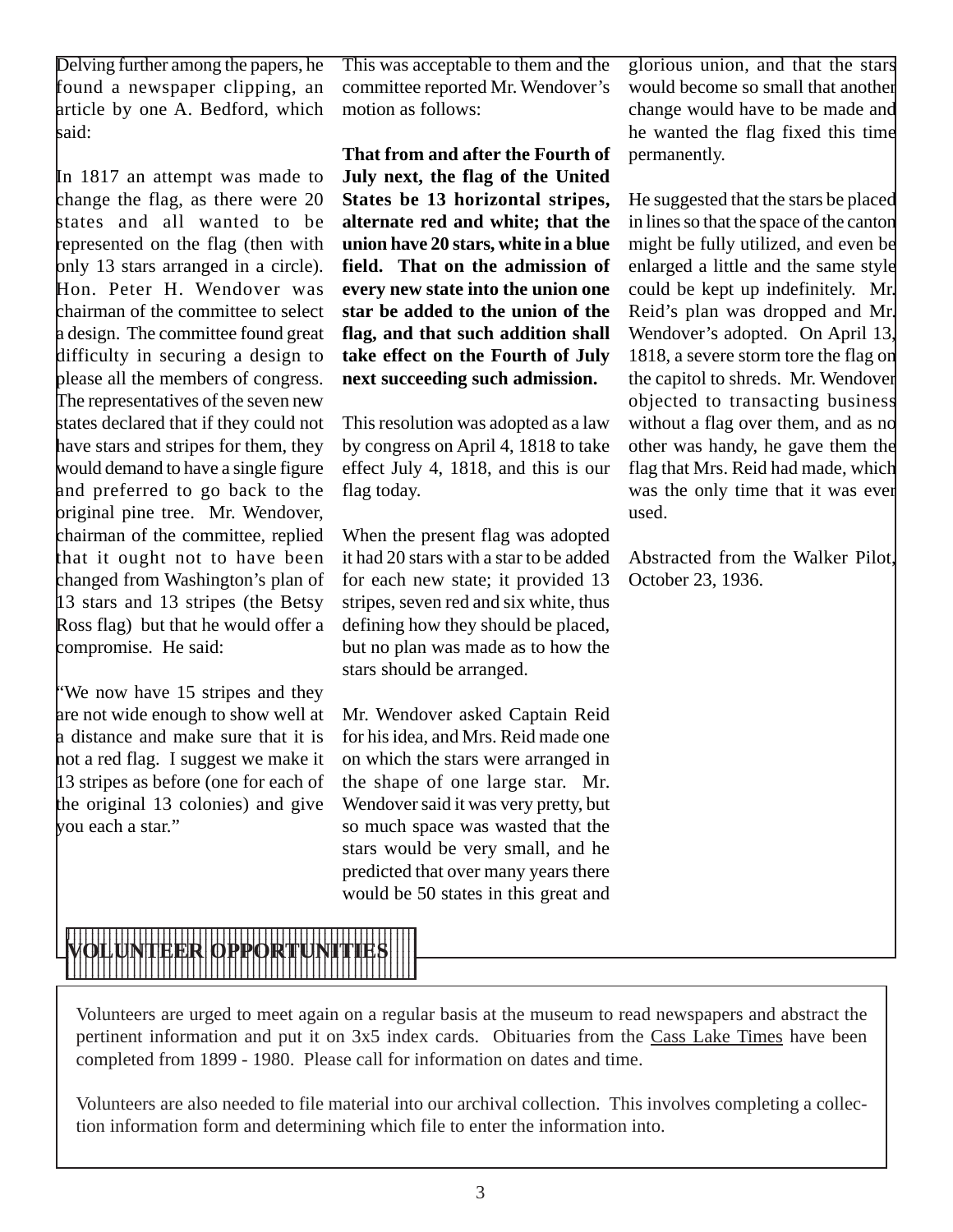Delving further among the papers, he found a newspaper clipping, an article by one A. Bedford, which said:

In 1817 an attempt was made to change the flag, as there were 20 states and all wanted to be represented on the flag (then with only 13 stars arranged in a circle). Hon. Peter H. Wendover was chairman of the committee to select a design. The committee found great difficulty in securing a design to please all the members of congress. The representatives of the seven new states declared that if they could not have stars and stripes for them, they would demand to have a single figure and preferred to go back to the original pine tree. Mr. Wendover, chairman of the committee, replied that it ought not to have been changed from Washington's plan of 13 stars and 13 stripes (the Betsy Ross flag) but that he would offer a compromise. He said:

"We now have 15 stripes and they are not wide enough to show well at a distance and make sure that it is not a red flag. I suggest we make it 13 stripes as before (one for each of the original 13 colonies) and give you each a star."

This was acceptable to them and the committee reported Mr. Wendover's motion as follows:

**That from and after the Fourth of July next, the flag of the United States be 13 horizontal stripes, alternate red and white; that the union have 20 stars, white in a blue field. That on the admission of every new state into the union one star be added to the union of the flag, and that such addition shall take effect on the Fourth of July next succeeding such admission.**

This resolution was adopted as a law by congress on April 4, 1818 to take effect July 4, 1818, and this is our flag today.

When the present flag was adopted it had 20 stars with a star to be added for each new state; it provided 13 stripes, seven red and six white, thus defining how they should be placed, but no plan was made as to how the stars should be arranged.

Mr. Wendover asked Captain Reid for his idea, and Mrs. Reid made one on which the stars were arranged in the shape of one large star. Mr. Wendover said it was very pretty, but so much space was wasted that the stars would be very small, and he predicted that over many years there would be 50 states in this great and glorious union, and that the stars would become so small that another change would have to be made and he wanted the flag fixed this time permanently.

He suggested that the stars be placed in lines so that the space of the canton might be fully utilized, and even be enlarged a little and the same style could be kept up indefinitely. Mr. Reid's plan was dropped and Mr. Wendover's adopted. On April 13, 1818, a severe storm tore the flag on the capitol to shreds. Mr. Wendover objected to transacting business without a flag over them, and as no other was handy, he gave them the flag that Mrs. Reid had made, which was the only time that it was ever used.

Abstracted from the Walker Pilot, October 23, 1936.

## VOLUNTEER OPPORTUNITIES

Volunteers are urged to meet again on a regular basis at the museum to read newspapers and abstract the pertinent information and put it on 3x5 index cards. Obituaries from the Cass Lake Times have been completed from 1899 - 1980. Please call for information on dates and time.

Volunteers are also needed to file material into our archival collection. This involves completing a collection information form and determining which file to enter the information into.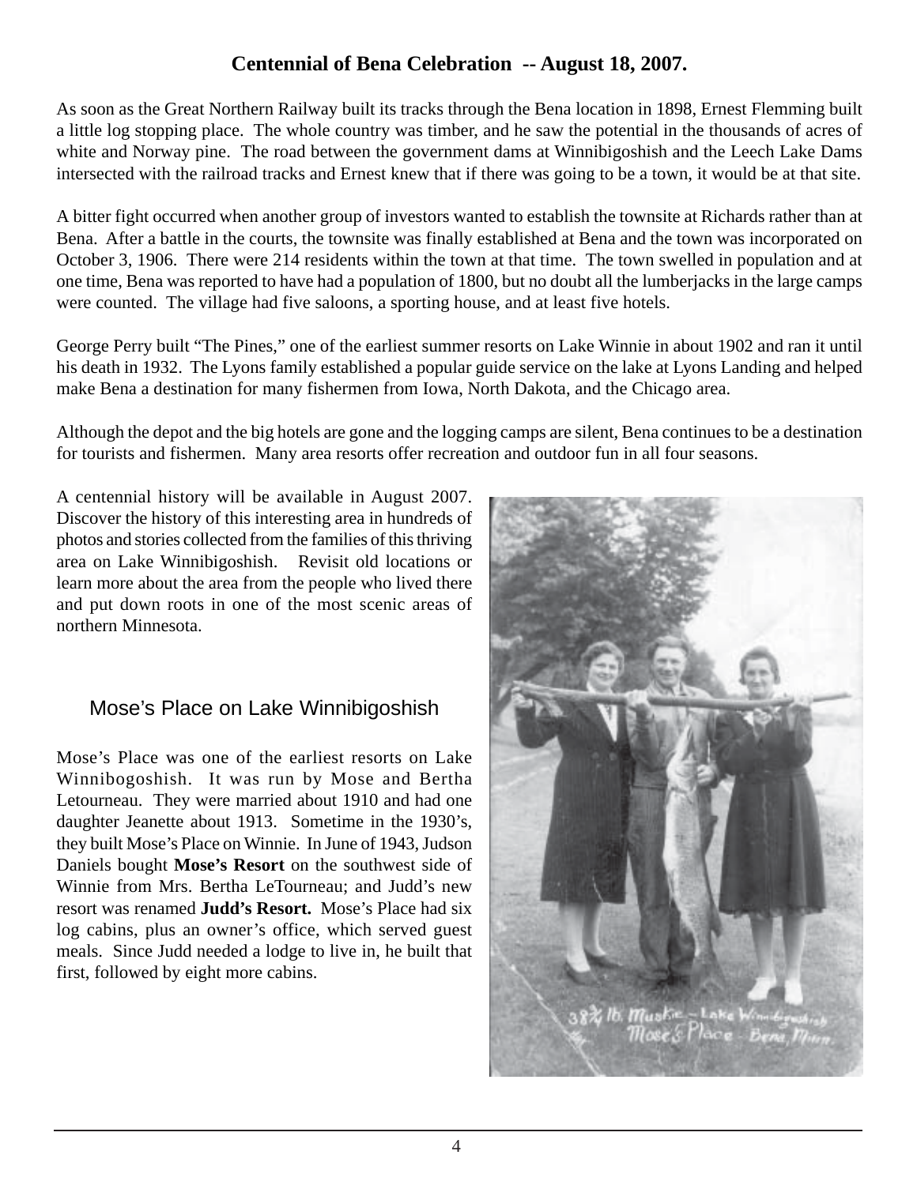## Centennial of Bena Celebration -- August 18, 2007.

As soon as the Great Northern Railway built its tracks through the Bena location in 1898, Ernest Flemming built a little log stopping place. The whole country was timber, and he saw the potential in the thousands of acres of white and Norway pine. The road between the government dams at Winnibigoshish and the Leech Lake Dams intersected with the railroad tracks and Ernest knew that if there was going to be a town, it would be at that site.

A bitter fight occurred when another group of investors wanted to establish the townsite at Richards rather than at Bena. After a battle in the courts, the townsite was finally established at Bena and the town was incorporated on October 3, 1906. There were 214 residents within the town at that time. The town swelled in population and at one time, Bena was reported to have had a population of 1800, but no doubt all the lumberjacks in the large camps were counted. The village had five saloons, a sporting house, and at least five hotels.

George Perry built "The Pines," one of the earliest summer resorts on Lake Winnie in about 1902 and ran it until his death in 1932. The Lyons family established a popular guide service on the lake at Lyons Landing and helped make Bena a destination for many fishermen from Iowa, North Dakota, and the Chicago area.

Although the depot and the big hotels are gone and the logging camps are silent, Bena continues to be a destination for tourists and fishermen. Many area resorts offer recreation and outdoor fun in all four seasons.

A centennial history will be available in August 2007. Discover the history of this interesting area in hundreds of photos and stories collected from the families of this thriving area on Lake Winnibigoshish. Revisit old locations or learn more about the area from the people who lived there and put down roots in one of the most scenic areas of northern Minnesota.

### Mose's Place on Lake Winnibigoshish

Mose's Place was one of the earliest resorts on Lake Winnibogoshish. It was run by Mose and Bertha Letourneau. They were married about 1910 and had one daughter Jeanette about 1913. Sometime in the 1930's, they built Mose's Place on Winnie. In June of 1943, Judson Daniels bought **Mose's Resort** on the southwest side of Winnie from Mrs. Bertha LeTourneau; and Judd's new resort was renamed **Judd's Resort.** Mose's Place had six log cabins, plus an owner's office, which served guest meals. Since Judd needed a lodge to live in, he built that first, followed by eight more cabins.

38¾ lb. Muskie – Lake Winnibigoshish Mose's Place - Bena, Minn.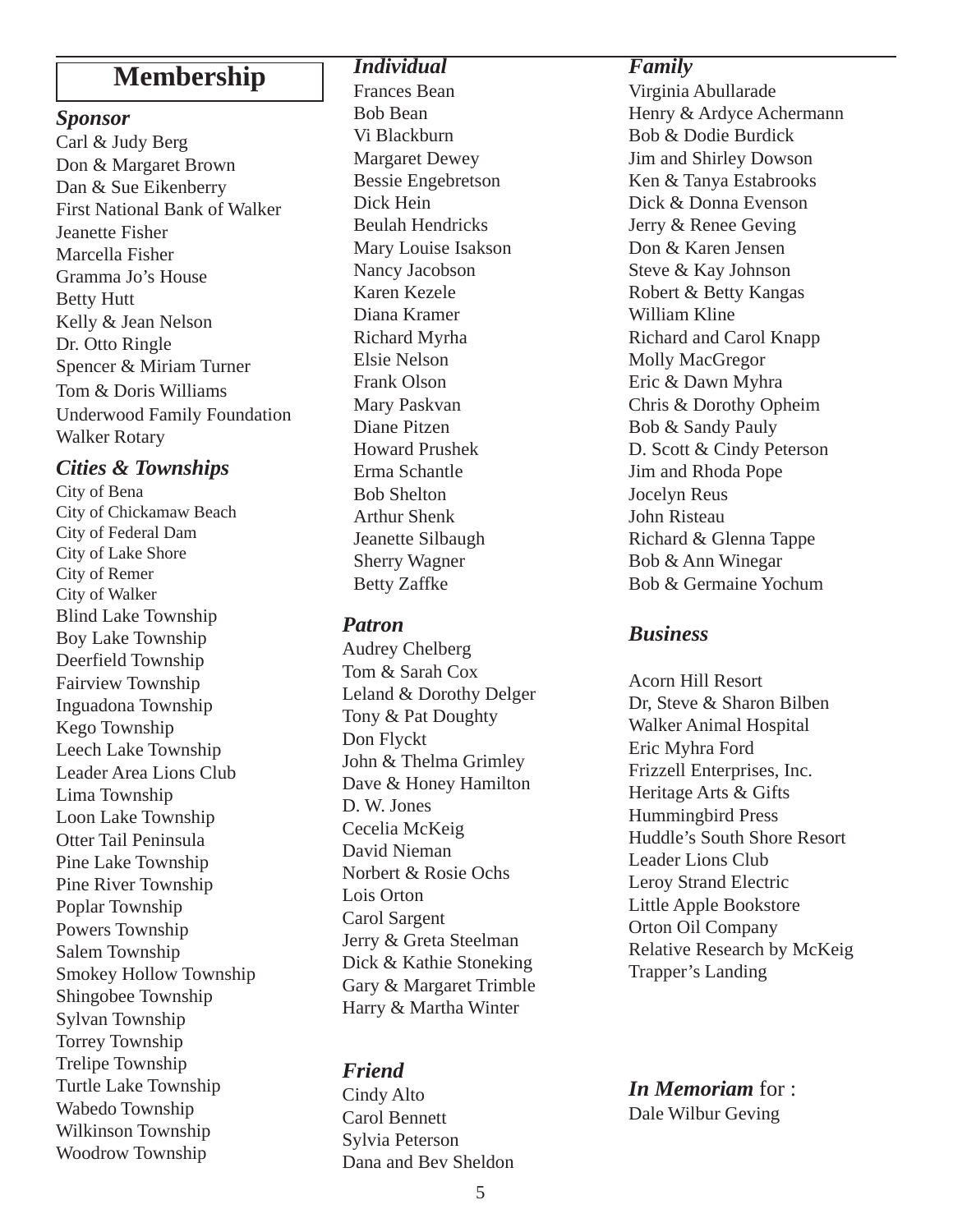# Membership

### *Sponsor*

Carl & Judy Berg
Don & Margaret Brown
Dan & Sue Eikenberry
First National Bank of Walker
Jeanette Fisher
Marcella Fisher
Gramma Jo's House
Betty Hutt
Kelly & Jean Nelson
Dr. Otto Ringle
Spencer & Miriam Turner
Tom & Doris Williams
Underwood Family Foundation
Walker Rotary

### *Cities & Townships*

City of Bena
City of Chickamaw Beach
City of Federal Dam
City of Lake Shore
City of Remer
City of Walker
Blind Lake Township
Boy Lake Township
Deerfield Township
Fairview Township
Inguadona Township
Kego Township
Leech Lake Township
Leader Area Lions Club
Lima Township
Loon Lake Township
Otter Tail Peninsula
Pine Lake Township
Pine River Township
Poplar Township
Powers Township
Salem Township
Smokey Hollow Township
Shingobee Township
Sylvan Township
Torrey Township
Trelipe Township
Turtle Lake Township
Wabedo Township
Wilkinson Township
Woodrow Township

### *Individual*

Frances Bean
Bob Bean
Vi Blackburn
Margaret Dewey
Bessie Engebretson
Dick Hein
Beulah Hendricks
Mary Louise Isakson
Nancy Jacobson
Karen Kezele
Diana Kramer
Richard Myrha
Elsie Nelson
Frank Olson
Mary Paskvan
Diane Pitzen
Howard Prushek
Erma Schantle
Bob Shelton
Arthur Shenk
Jeanette Silbaugh
Sherry Wagner
Betty Zaffke

### *Patron*

Audrey Chelberg
Tom & Sarah Cox
Leland & Dorothy Delger
Tony & Pat Doughty
Don Flyckt
John & Thelma Grimley
Dave & Honey Hamilton
D. W. Jones
Cecelia McKeig
David Nieman
Norbert & Rosie Ochs
Lois Orton
Carol Sargent
Jerry & Greta Steelman
Dick & Kathie Stoneking
Gary & Margaret Trimble
Harry & Martha Winter

### *Friend*

Cindy Alto
Carol Bennett
Sylvia Peterson
Dana and Bev Sheldon

### *Family*

Virginia Abullarade
Henry & Ardyce Achermann
Bob & Dodie Burdick
Jim and Shirley Dowson
Ken & Tanya Estabrooks
Dick & Donna Evenson
Jerry & Renee Geving
Don & Karen Jensen
Steve & Kay Johnson
Robert & Betty Kangas
William Kline
Richard and Carol Knapp
Molly MacGregor
Eric & Dawn Myhra
Chris & Dorothy Opheim
Bob & Sandy Pauly
D. Scott & Cindy Peterson
Jim and Rhoda Pope
Jocelyn Reus
John Risteau
Richard & Glenna Tappe
Bob & Ann Winegar
Bob & Germaine Yochum

### *Business*

Acorn Hill Resort
Dr, Steve & Sharon Bilben
Walker Animal Hospital
Eric Myhra Ford
Frizzell Enterprises, Inc.
Heritage Arts & Gifts
Hummingbird Press
Huddle's South Shore Resort
Leader Lions Club
Leroy Strand Electric
Little Apple Bookstore
Orton Oil Company
Relative Research by McKeig
Trapper's Landing

### *In Memoriam* for :

Dale Wilbur Geving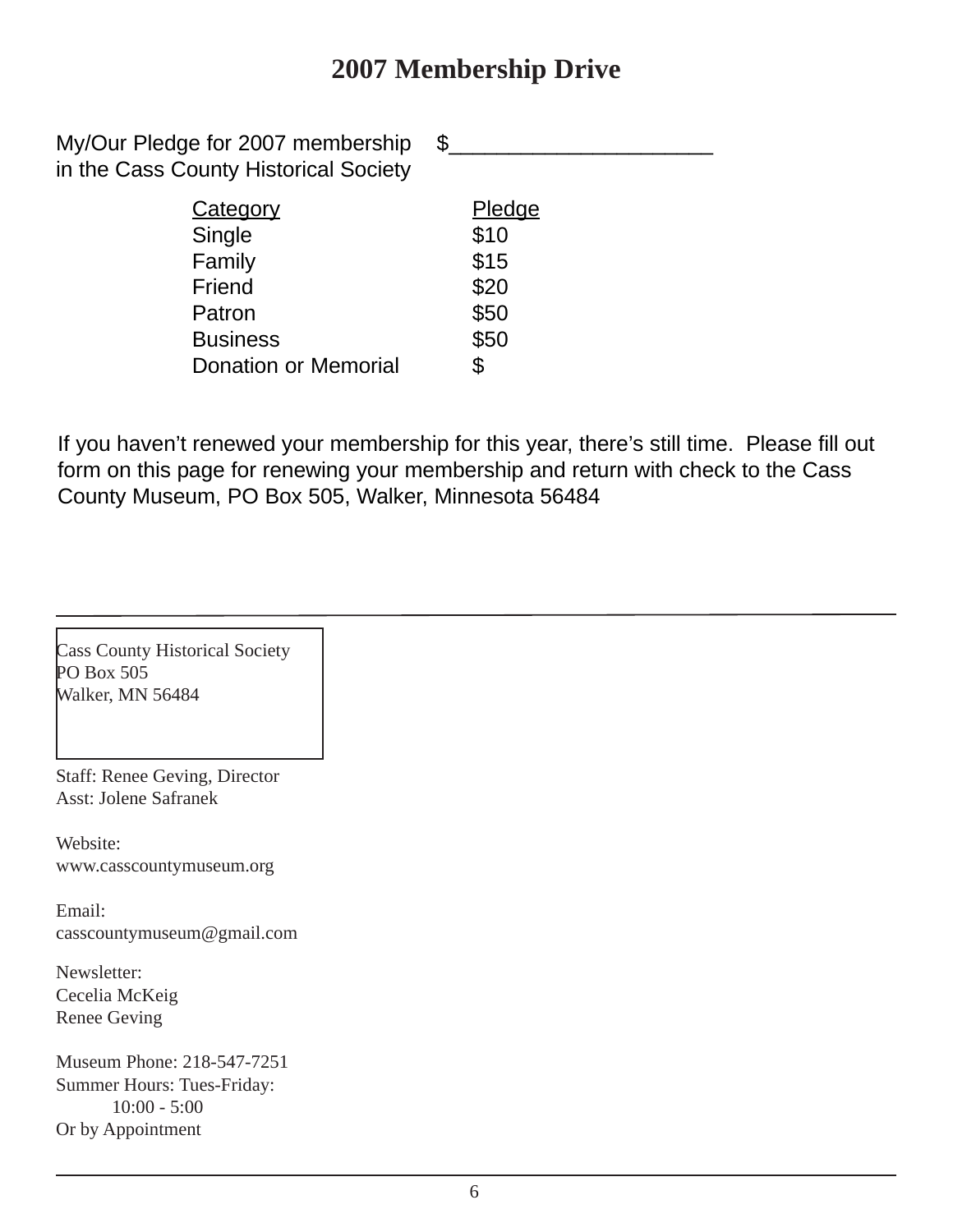# 2007 Membership Drive

My/Our Pledge for 2007 membership in the Cass County Historical Society $_____________________

| Category | Pledge |
| --- | --- |
| Single | $10 |
| Family | $15 |
| Friend | $20 |
| Patron | $50 |
| Business | $50 |
| Donation or Memorial | $ |

If you haven't renewed your membership for this year, there's still time. Please fill out form on this page for renewing your membership and return with check to the Cass County Museum, PO Box 505, Walker, Minnesota 56484

---

Cass County Historical Society
PO Box 505
Walker, MN 56484

Staff: Renee Geving, Director
Asst: Jolene Safranek

Website:
www.casscountymuseum.org

Email:
casscountymuseum@gmail.com

Newsletter:
Cecelia McKeig
Renee Geving

Museum Phone: 218-547-7251
Summer Hours: Tues-Friday:
10:00 - 5:00
Or by Appointment